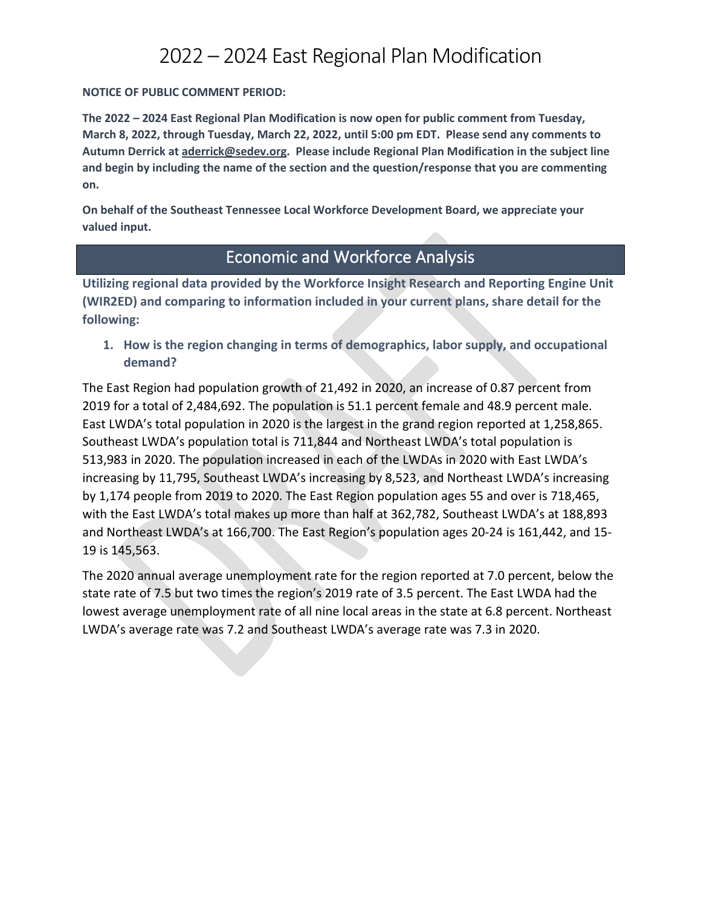# 2022 – 2024 East Regional Plan Modification

**NOTICE OF PUBLIC COMMENT PERIOD:**

**The 2022 – 2024 East Regional Plan Modification is now open for public comment from Tuesday, March 8, 2022, through Tuesday, March 22, 2022, until 5:00 pm EDT. Please send any comments to Autumn Derrick at aderrick@sedev.org. Please include Regional Plan Modification in the subject line and begin by including the name of the section and the question/response that you are commenting on.**

**On behalf of the Southeast Tennessee Local Workforce Development Board, we appreciate your valued input.**

## Economic and Workforce Analysis

**Utilizing regional data provided by the Workforce Insight Research and Reporting Engine Unit (WIR2ED) and comparing to information included in your current plans, share detail for the following:**

1. **How is the region changing in terms of demographics, labor supply, and occupational demand?**

The East Region had population growth of 21,492 in 2020, an increase of 0.87 percent from 2019 for a total of 2,484,692. The population is 51.1 percent female and 48.9 percent male. East LWDA's total population in 2020 is the largest in the grand region reported at 1,258,865. Southeast LWDA's population total is 711,844 and Northeast LWDA's total population is 513,983 in 2020. The population increased in each of the LWDAs in 2020 with East LWDA's increasing by 11,795, Southeast LWDA's increasing by 8,523, and Northeast LWDA's increasing by 1,174 people from 2019 to 2020. The East Region population ages 55 and over is 718,465, with the East LWDA's total makes up more than half at 362,782, Southeast LWDA's at 188,893 and Northeast LWDA's at 166,700. The East Region's population ages 20-24 is 161,442, and 15-19 is 145,563.

The 2020 annual average unemployment rate for the region reported at 7.0 percent, below the state rate of 7.5 but two times the region's 2019 rate of 3.5 percent. The East LWDA had the lowest average unemployment rate of all nine local areas in the state at 6.8 percent. Northeast LWDA's average rate was 7.2 and Southeast LWDA's average rate was 7.3 in 2020.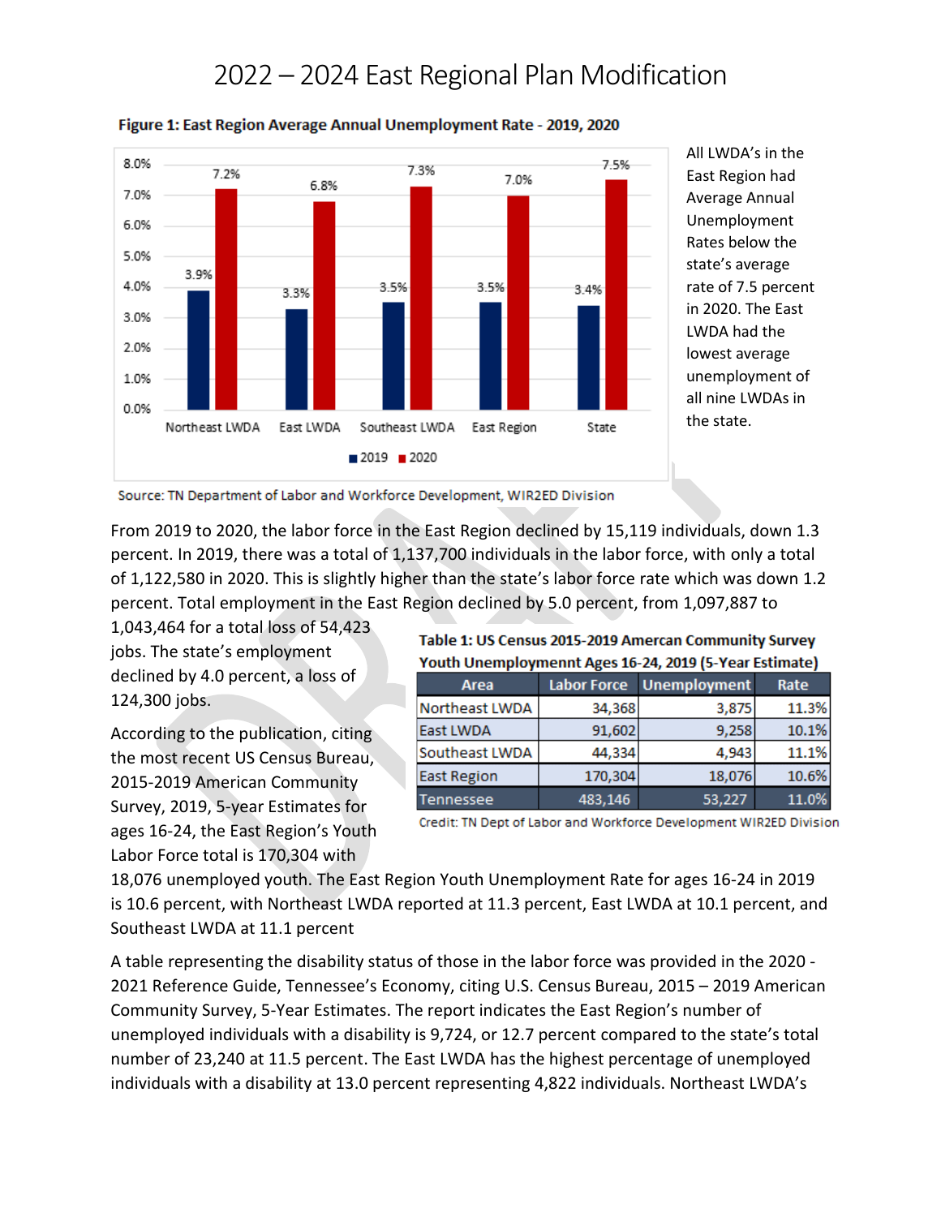# 2022 – 2024 East Regional Plan Modification

**Figure 1: East Region Average Annual Unemployment Rate - 2019, 2020**

8.0%
7.0%
6.0%
5.0%
4.0%
3.0%
2.0%
1.0%
0.0%

3.9% 7.2%
3.3% 6.8%
3.5% 7.3%
3.5% 7.0%
3.4% 7.5%

Northeast LWDA East LWDA Southeast LWDA East Region State

2019 2020

Source: TN Department of Labor and Workforce Development, WIR2ED Division

All LWDA's in the East Region had Average Annual Unemployment Rates below the state's average rate of 7.5 percent in 2020. The East LWDA had the lowest average unemployment of all nine LWDAs in the state.

From 2019 to 2020, the labor force in the East Region declined by 15,119 individuals, down 1.3 percent. In 2019, there was a total of 1,137,700 individuals in the labor force, with only a total of 1,122,580 in 2020. This is slightly higher than the state's labor force rate which was down 1.2 percent. Total employment in the East Region declined by 5.0 percent, from 1,097,887 to 1,043,464 for a total loss of 54,423 jobs. The state's employment declined by 4.0 percent, a loss of 124,300 jobs.

**Table 1: US Census 2015-2019 Amercan Community Survey Youth Unemploymennt Ages 16-24, 2019 (5-Year Estimate)**

| Area | Labor Force | Unemployment | Rate |
|---|---|---|---|
| Northeast LWDA | 34,368 | 3,875 | 11.3% |
| East LWDA | 91,602 | 9,258 | 10.1% |
| Southeast LWDA | 44,334 | 4,943 | 11.1% |
| East Region | 170,304 | 18,076 | 10.6% |
| Tennessee | 483,146 | 53,227 | 11.0% |

Credit: TN Dept of Labor and Workforce Development WIR2ED Division

According to the publication, citing the most recent US Census Bureau, 2015-2019 American Community Survey, 2019, 5-year Estimates for ages 16-24, the East Region's Youth Labor Force total is 170,304 with 18,076 unemployed youth. The East Region Youth Unemployment Rate for ages 16-24 in 2019 is 10.6 percent, with Northeast LWDA reported at 11.3 percent, East LWDA at 10.1 percent, and Southeast LWDA at 11.1 percent

A table representing the disability status of those in the labor force was provided in the 2020 - 2021 Reference Guide, Tennessee's Economy, citing U.S. Census Bureau, 2015 – 2019 American Community Survey, 5-Year Estimates. The report indicates the East Region's number of unemployed individuals with a disability is 9,724, or 12.7 percent compared to the state's total number of 23,240 at 11.5 percent. The East LWDA has the highest percentage of unemployed individuals with a disability at 13.0 percent representing 4,822 individuals. Northeast LWDA's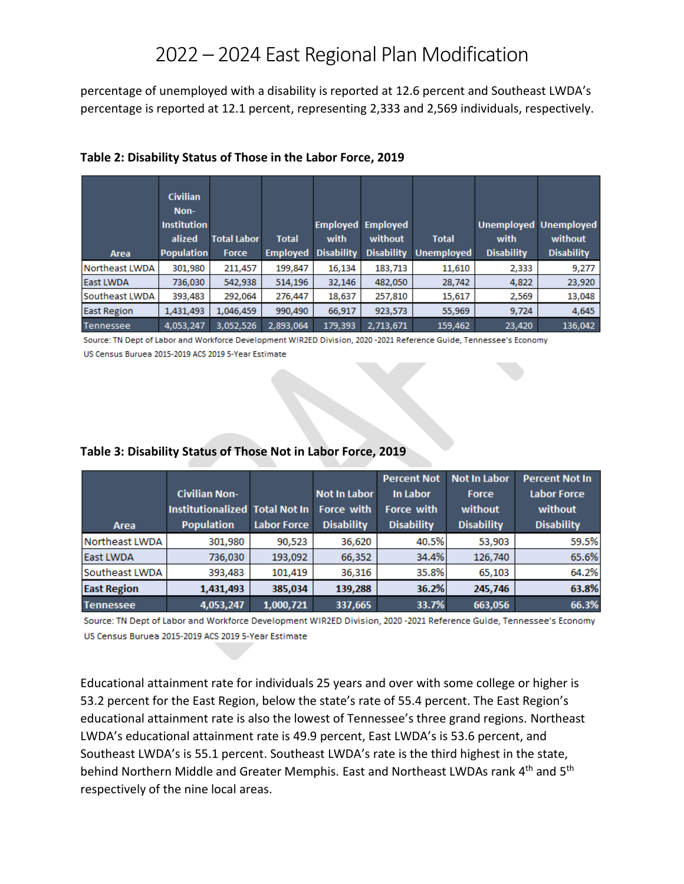percentage of unemployed with a disability is reported at 12.6 percent and Southeast LWDA's percentage is reported at 12.1 percent, representing 2,333 and 2,569 individuals, respectively.

**Table 2: Disability Status of Those in the Labor Force, 2019**

| Area | Civilian Non-Institutionalized Population | Total Labor Force | Total Employed | Employed with Disability | Employed without Disability | Total Unemployed | Unemployed with Disability | Unemployed without Disability |
|---|---|---|---|---|---|---|---|---|
| Northeast LWDA | 301,980 | 211,457 | 199,847 | 16,134 | 183,713 | 11,610 | 2,333 | 9,277 |
| East LWDA | 736,030 | 542,938 | 514,196 | 32,146 | 482,050 | 28,742 | 4,822 | 23,920 |
| Southeast LWDA | 393,483 | 292,064 | 276,447 | 18,637 | 257,810 | 15,617 | 2,569 | 13,048 |
| East Region | 1,431,493 | 1,046,459 | 990,490 | 66,917 | 923,573 | 55,969 | 9,724 | 4,645 |
| Tennessee | 4,053,247 | 3,052,526 | 2,893,064 | 179,393 | 2,713,671 | 159,462 | 23,420 | 136,042 |

Source: TN Dept of Labor and Workforce Development WIR2ED Division, 2020 -2021 Reference Guide, Tennessee's Economy
US Census Buruea 2015-2019 ACS 2019 5-Year Estimate

**Table 3: Disability Status of Those Not in Labor Force, 2019**

| Area | Civilian Non-Institutionalized Population | Total Not In Labor Force | Not In Labor Force with Disability | Percent Not In Labor Force with Disability | Not In Labor Force without Disability | Percent Not In Labor Force without Disability |
|---|---|---|---|---|---|---|
| Northeast LWDA | 301,980 | 90,523 | 36,620 | 40.5% | 53,903 | 59.5% |
| East LWDA | 736,030 | 193,092 | 66,352 | 34.4% | 126,740 | 65.6% |
| Southeast LWDA | 393,483 | 101,419 | 36,316 | 35.8% | 65,103 | 64.2% |
| **East Region** | **1,431,493** | **385,034** | **139,288** | **36.2%** | **245,746** | **63.8%** |
| **Tennessee** | **4,053,247** | **1,000,721** | **337,665** | **33.7%** | **663,056** | **66.3%** |

Source: TN Dept of Labor and Workforce Development WIR2ED Division, 2020 -2021 Reference Guide, Tennessee's Economy
US Census Buruea 2015-2019 ACS 2019 5-Year Estimate

Educational attainment rate for individuals 25 years and over with some college or higher is 53.2 percent for the East Region, below the state's rate of 55.4 percent. The East Region's educational attainment rate is also the lowest of Tennessee's three grand regions. Northeast LWDA's educational attainment rate is 49.9 percent, East LWDA's is 53.6 percent, and Southeast LWDA's is 55.1 percent. Southeast LWDA's rate is the third highest in the state, behind Northern Middle and Greater Memphis. East and Northeast LWDAs rank 4th and 5th respectively of the nine local areas.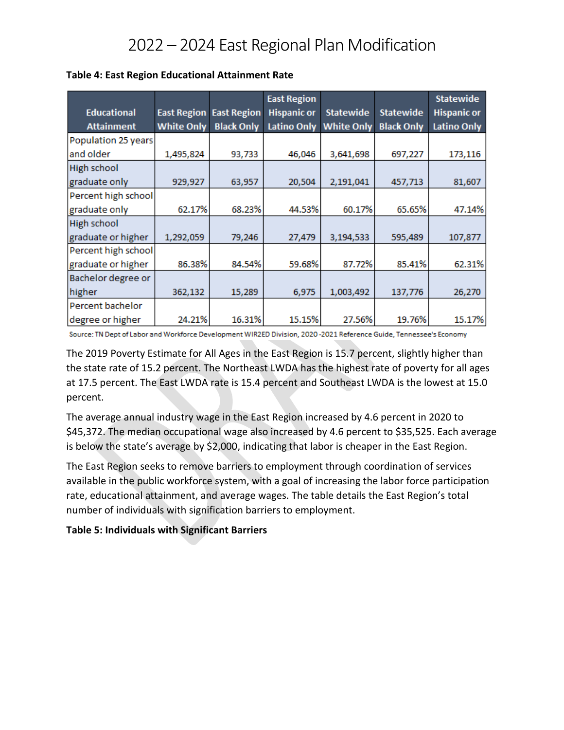**Table 4: East Region Educational Attainment Rate**

| Educational Attainment | East Region White Only | East Region Black Only | East Region Hispanic or Latino Only | Statewide White Only | Statewide Black Only | Statewide Hispanic or Latino Only |
|---|---|---|---|---|---|---|
| Population 25 years and older | 1,495,824 | 93,733 | 46,046 | 3,641,698 | 697,227 | 173,116 |
| High school graduate only | 929,927 | 63,957 | 20,504 | 2,191,041 | 457,713 | 81,607 |
| Percent high school graduate only | 62.17% | 68.23% | 44.53% | 60.17% | 65.65% | 47.14% |
| High school graduate or higher | 1,292,059 | 79,246 | 27,479 | 3,194,533 | 595,489 | 107,877 |
| Percent high school graduate or higher | 86.38% | 84.54% | 59.68% | 87.72% | 85.41% | 62.31% |
| Bachelor degree or higher | 362,132 | 15,289 | 6,975 | 1,003,492 | 137,776 | 26,270 |
| Percent bachelor degree or higher | 24.21% | 16.31% | 15.15% | 27.56% | 19.76% | 15.17% |

Source: TN Dept of Labor and Workforce Development WIR2ED Division, 2020-2021 Reference Guide, Tennessee's Economy

The 2019 Poverty Estimate for All Ages in the East Region is 15.7 percent, slightly higher than the state rate of 15.2 percent. The Northeast LWDA has the highest rate of poverty for all ages at 17.5 percent. The East LWDA rate is 15.4 percent and Southeast LWDA is the lowest at 15.0 percent.

The average annual industry wage in the East Region increased by 4.6 percent in 2020 to $45,372. The median occupational wage also increased by 4.6 percent to $35,525. Each average is below the state's average by $2,000, indicating that labor is cheaper in the East Region.

The East Region seeks to remove barriers to employment through coordination of services available in the public workforce system, with a goal of increasing the labor force participation rate, educational attainment, and average wages. The table details the East Region's total number of individuals with signification barriers to employment.

**Table 5: Individuals with Significant Barriers**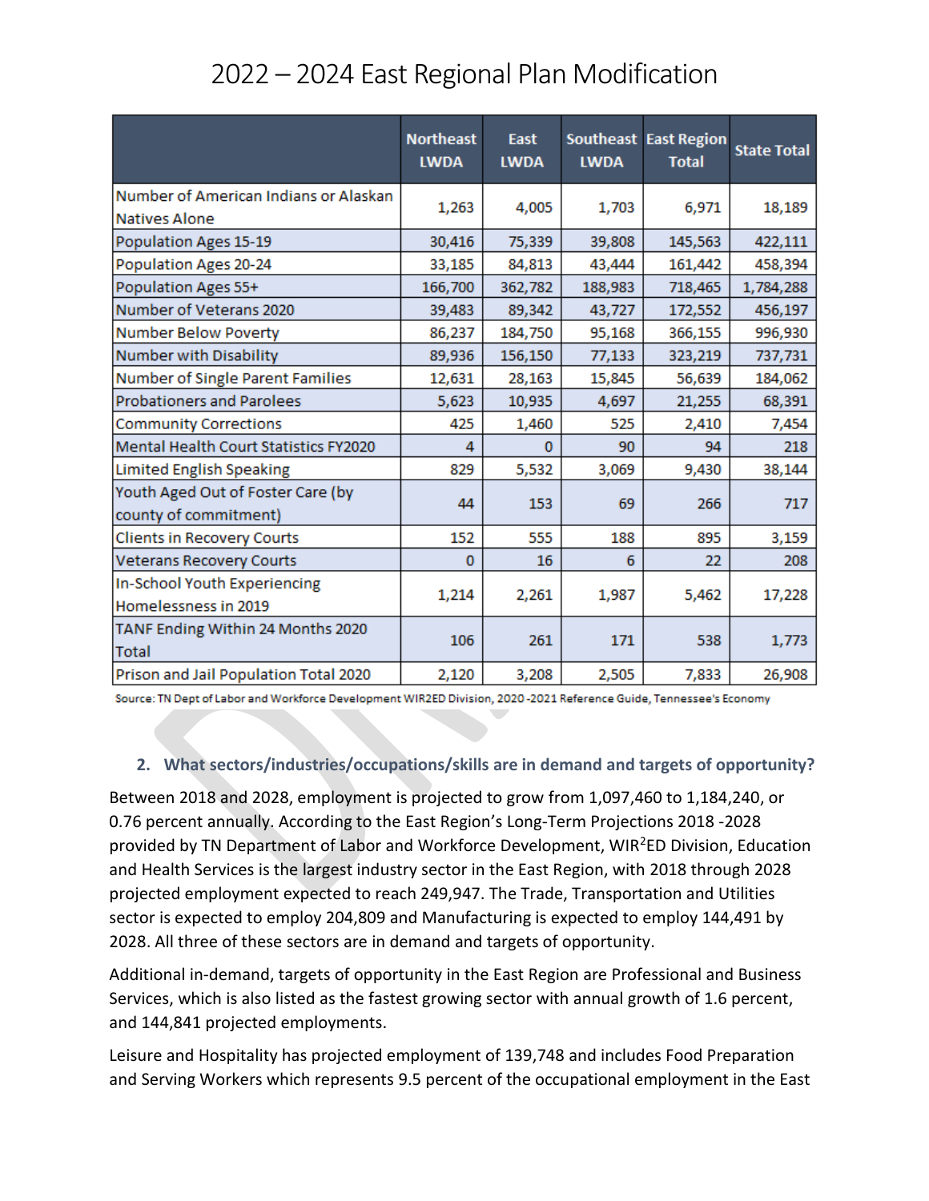| | Northeast LWDA | East LWDA | Southeast LWDA | East Region Total | State Total |
|---|---|---|---|---|---|
| Number of American Indians or Alaskan Natives Alone | 1,263 | 4,005 | 1,703 | 6,971 | 18,189 |
| Population Ages 15-19 | 30,416 | 75,339 | 39,808 | 145,563 | 422,111 |
| Population Ages 20-24 | 33,185 | 84,813 | 43,444 | 161,442 | 458,394 |
| Population Ages 55+ | 166,700 | 362,782 | 188,983 | 718,465 | 1,784,288 |
| Number of Veterans 2020 | 39,483 | 89,342 | 43,727 | 172,552 | 456,197 |
| Number Below Poverty | 86,237 | 184,750 | 95,168 | 366,155 | 996,930 |
| Number with Disability | 89,936 | 156,150 | 77,133 | 323,219 | 737,731 |
| Number of Single Parent Families | 12,631 | 28,163 | 15,845 | 56,639 | 184,062 |
| Probationers and Parolees | 5,623 | 10,935 | 4,697 | 21,255 | 68,391 |
| Community Corrections | 425 | 1,460 | 525 | 2,410 | 7,454 |
| Mental Health Court Statistics FY2020 | 4 | 0 | 90 | 94 | 218 |
| Limited English Speaking | 829 | 5,532 | 3,069 | 9,430 | 38,144 |
| Youth Aged Out of Foster Care (by county of commitment) | 44 | 153 | 69 | 266 | 717 |
| Clients in Recovery Courts | 152 | 555 | 188 | 895 | 3,159 |
| Veterans Recovery Courts | 0 | 16 | 6 | 22 | 208 |
| In-School Youth Experiencing Homelessness in 2019 | 1,214 | 2,261 | 1,987 | 5,462 | 17,228 |
| TANF Ending Within 24 Months 2020 Total | 106 | 261 | 171 | 538 | 1,773 |
| Prison and Jail Population Total 2020 | 2,120 | 3,208 | 2,505 | 7,833 | 26,908 |

Source: TN Dept of Labor and Workforce Development WIR2ED Division, 2020-2021 Reference Guide, Tennessee's Economy

2. **What sectors/industries/occupations/skills are in demand and targets of opportunity?**

Between 2018 and 2028, employment is projected to grow from 1,097,460 to 1,184,240, or 0.76 percent annually. According to the East Region's Long-Term Projections 2018 -2028 provided by TN Department of Labor and Workforce Development, WIR$^2$ED Division, Education and Health Services is the largest industry sector in the East Region, with 2018 through 2028 projected employment expected to reach 249,947. The Trade, Transportation and Utilities sector is expected to employ 204,809 and Manufacturing is expected to employ 144,491 by 2028. All three of these sectors are in demand and targets of opportunity.

Additional in-demand, targets of opportunity in the East Region are Professional and Business Services, which is also listed as the fastest growing sector with annual growth of 1.6 percent, and 144,841 projected employments.

Leisure and Hospitality has projected employment of 139,748 and includes Food Preparation and Serving Workers which represents 9.5 percent of the occupational employment in the East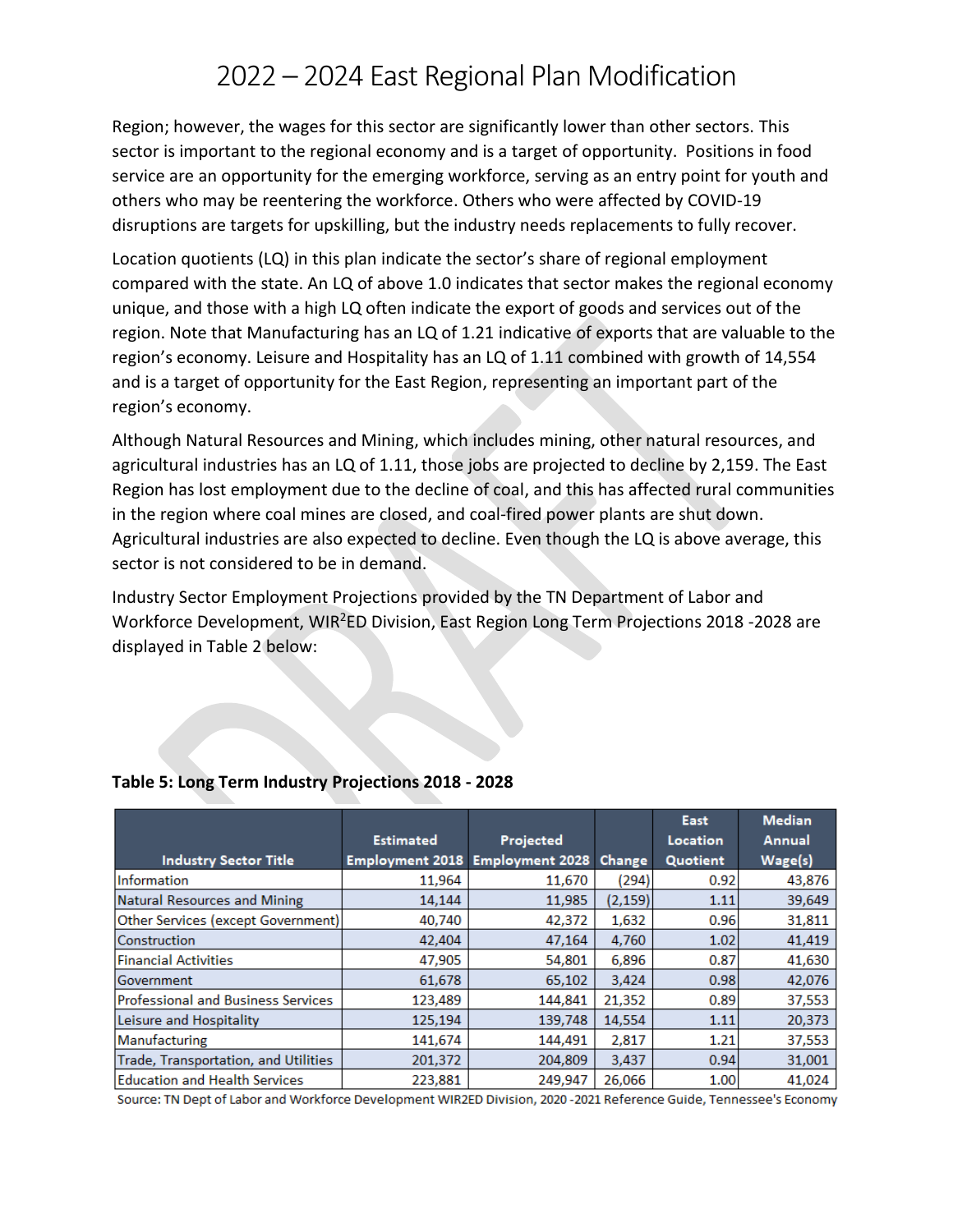Region; however, the wages for this sector are significantly lower than other sectors. This sector is important to the regional economy and is a target of opportunity. Positions in food service are an opportunity for the emerging workforce, serving as an entry point for youth and others who may be reentering the workforce. Others who were affected by COVID-19 disruptions are targets for upskilling, but the industry needs replacements to fully recover.

Location quotients (LQ) in this plan indicate the sector's share of regional employment compared with the state. An LQ of above 1.0 indicates that sector makes the regional economy unique, and those with a high LQ often indicate the export of goods and services out of the region. Note that Manufacturing has an LQ of 1.21 indicative of exports that are valuable to the region's economy. Leisure and Hospitality has an LQ of 1.11 combined with growth of 14,554 and is a target of opportunity for the East Region, representing an important part of the region's economy.

Although Natural Resources and Mining, which includes mining, other natural resources, and agricultural industries has an LQ of 1.11, those jobs are projected to decline by 2,159. The East Region has lost employment due to the decline of coal, and this has affected rural communities in the region where coal mines are closed, and coal-fired power plants are shut down. Agricultural industries are also expected to decline. Even though the LQ is above average, this sector is not considered to be in demand.

Industry Sector Employment Projections provided by the TN Department of Labor and Workforce Development, WIR$^2$ED Division, East Region Long Term Projections 2018 -2028 are displayed in Table 2 below:

**Table 5: Long Term Industry Projections 2018 - 2028**

| Industry Sector Title | Estimated Employment 2018 | Projected Employment 2028 | Change | East Location Quotient | Median Annual Wage(s) |
|---|---|---|---|---|---|
| Information | 11,964 | 11,670 | (294) | 0.92 | 43,876 |
| Natural Resources and Mining | 14,144 | 11,985 | (2,159) | 1.11 | 39,649 |
| Other Services (except Government) | 40,740 | 42,372 | 1,632 | 0.96 | 31,811 |
| Construction | 42,404 | 47,164 | 4,760 | 1.02 | 41,419 |
| Financial Activities | 47,905 | 54,801 | 6,896 | 0.87 | 41,630 |
| Government | 61,678 | 65,102 | 3,424 | 0.98 | 42,076 |
| Professional and Business Services | 123,489 | 144,841 | 21,352 | 0.89 | 37,553 |
| Leisure and Hospitality | 125,194 | 139,748 | 14,554 | 1.11 | 20,373 |
| Manufacturing | 141,674 | 144,491 | 2,817 | 1.21 | 37,553 |
| Trade, Transportation, and Utilities | 201,372 | 204,809 | 3,437 | 0.94 | 31,001 |
| Education and Health Services | 223,881 | 249,947 | 26,066 | 1.00 | 41,024 |

Source: TN Dept of Labor and Workforce Development WIR2ED Division, 2020 -2021 Reference Guide, Tennessee's Economy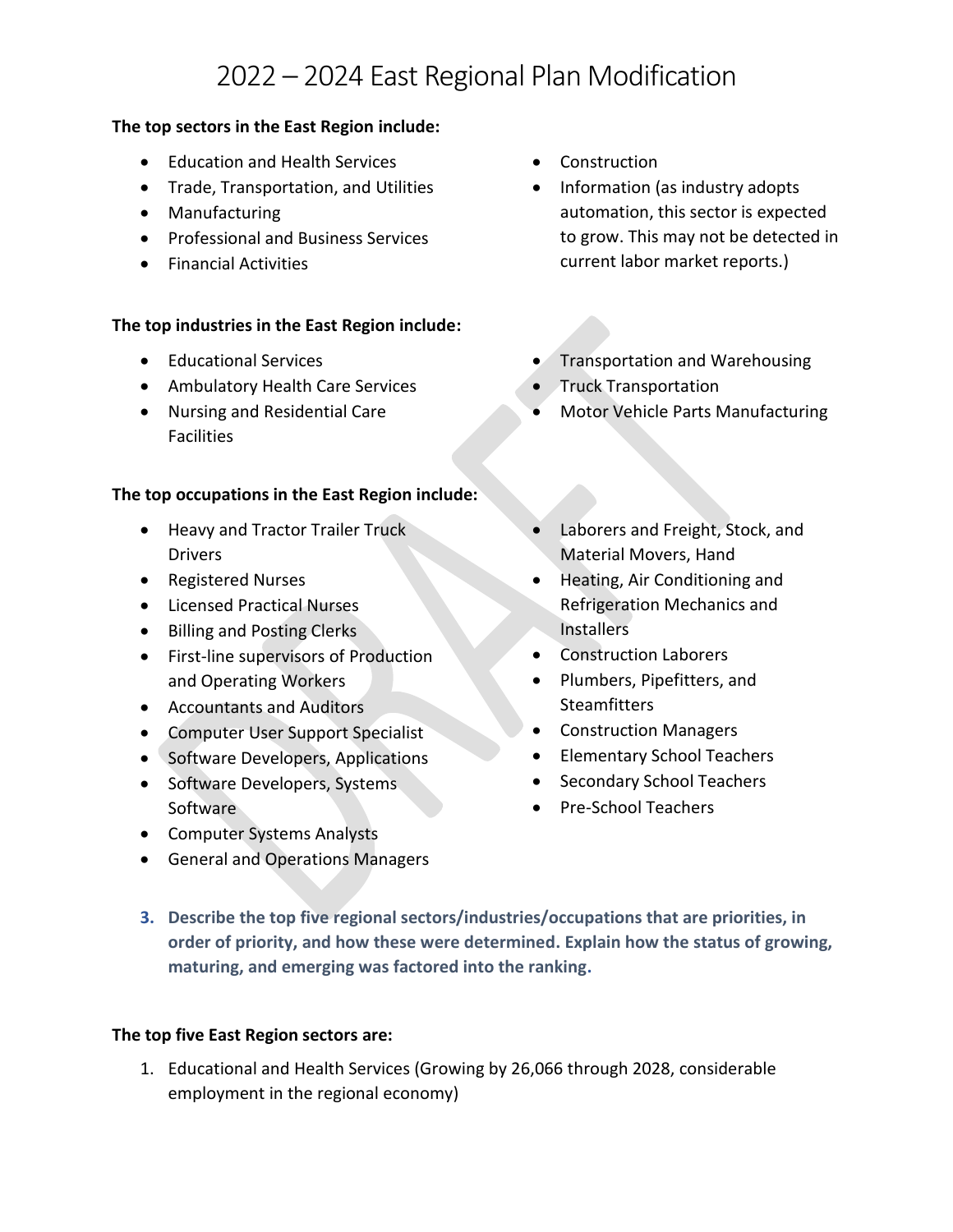# 2022 – 2024 East Regional Plan Modification

**The top sectors in the East Region include:**

- Education and Health Services
- Trade, Transportation, and Utilities
- Manufacturing
- Professional and Business Services
- Financial Activities
- Construction
- Information (as industry adopts automation, this sector is expected to grow. This may not be detected in current labor market reports.)

**The top industries in the East Region include:**

- Educational Services
- Ambulatory Health Care Services
- Nursing and Residential Care Facilities
- Transportation and Warehousing
- Truck Transportation
- Motor Vehicle Parts Manufacturing

**The top occupations in the East Region include:**

- Heavy and Tractor Trailer Truck Drivers
- Registered Nurses
- Licensed Practical Nurses
- Billing and Posting Clerks
- First-line supervisors of Production and Operating Workers
- Accountants and Auditors
- Computer User Support Specialist
- Software Developers, Applications
- Software Developers, Systems Software
- Computer Systems Analysts
- General and Operations Managers
- Laborers and Freight, Stock, and Material Movers, Hand
- Heating, Air Conditioning and Refrigeration Mechanics and Installers
- Construction Laborers
- Plumbers, Pipefitters, and Steamfitters
- Construction Managers
- Elementary School Teachers
- Secondary School Teachers
- Pre-School Teachers

**3. Describe the top five regional sectors/industries/occupations that are priorities, in order of priority, and how these were determined. Explain how the status of growing, maturing, and emerging was factored into the ranking.**

**The top five East Region sectors are:**

1. Educational and Health Services (Growing by 26,066 through 2028, considerable employment in the regional economy)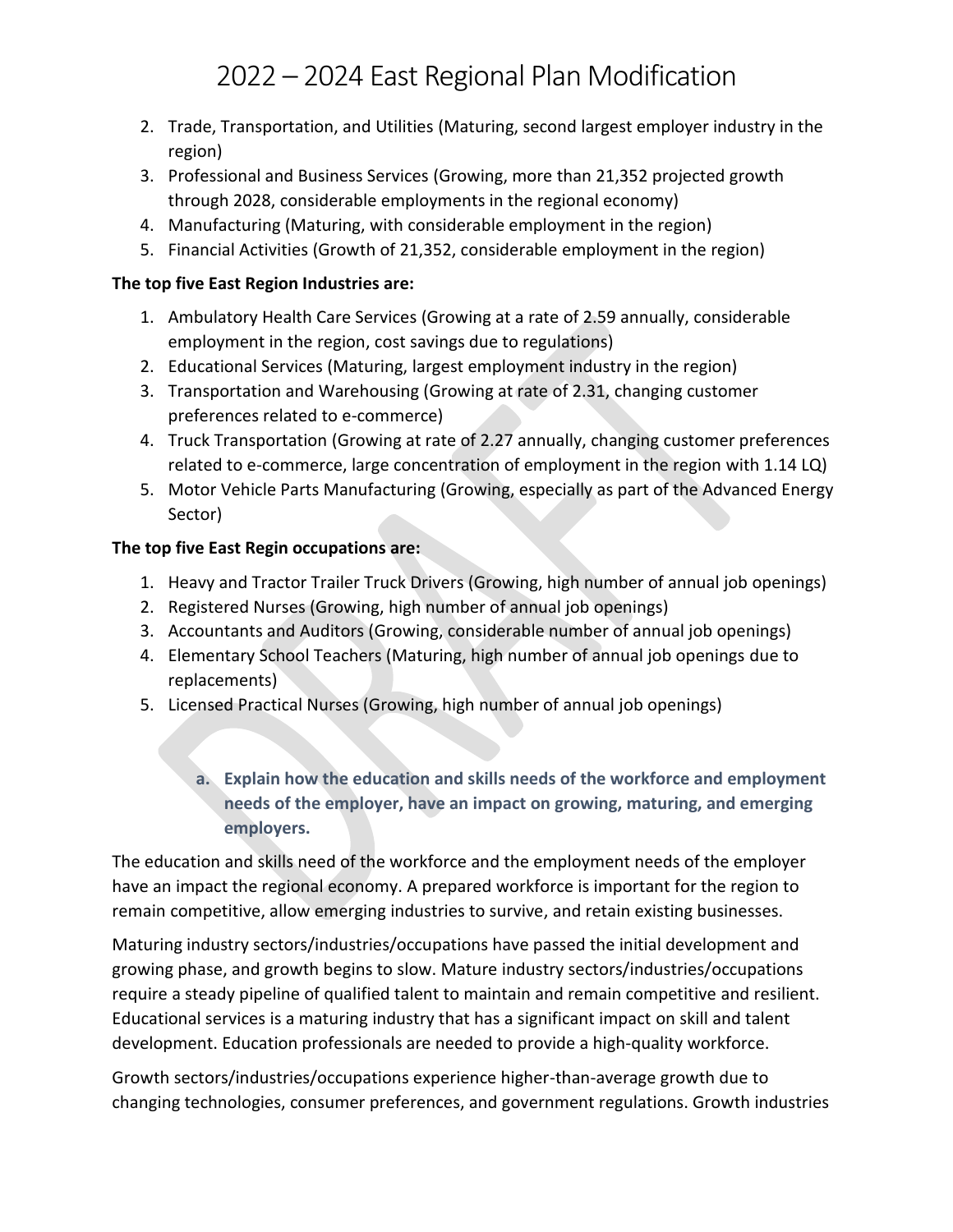2. Trade, Transportation, and Utilities (Maturing, second largest employer industry in the region)
3. Professional and Business Services (Growing, more than 21,352 projected growth through 2028, considerable employments in the regional economy)
4. Manufacturing (Maturing, with considerable employment in the region)
5. Financial Activities (Growth of 21,352, considerable employment in the region)

**The top five East Region Industries are:**

1. Ambulatory Health Care Services (Growing at a rate of 2.59 annually, considerable employment in the region, cost savings due to regulations)
2. Educational Services (Maturing, largest employment industry in the region)
3. Transportation and Warehousing (Growing at rate of 2.31, changing customer preferences related to e-commerce)
4. Truck Transportation (Growing at rate of 2.27 annually, changing customer preferences related to e-commerce, large concentration of employment in the region with 1.14 LQ)
5. Motor Vehicle Parts Manufacturing (Growing, especially as part of the Advanced Energy Sector)

**The top five East Regin occupations are:**

1. Heavy and Tractor Trailer Truck Drivers (Growing, high number of annual job openings)
2. Registered Nurses (Growing, high number of annual job openings)
3. Accountants and Auditors (Growing, considerable number of annual job openings)
4. Elementary School Teachers (Maturing, high number of annual job openings due to replacements)
5. Licensed Practical Nurses (Growing, high number of annual job openings)

### a. Explain how the education and skills needs of the workforce and employment needs of the employer, have an impact on growing, maturing, and emerging employers.

The education and skills need of the workforce and the employment needs of the employer have an impact the regional economy. A prepared workforce is important for the region to remain competitive, allow emerging industries to survive, and retain existing businesses.

Maturing industry sectors/industries/occupations have passed the initial development and growing phase, and growth begins to slow. Mature industry sectors/industries/occupations require a steady pipeline of qualified talent to maintain and remain competitive and resilient. Educational services is a maturing industry that has a significant impact on skill and talent development. Education professionals are needed to provide a high-quality workforce.

Growth sectors/industries/occupations experience higher-than-average growth due to changing technologies, consumer preferences, and government regulations. Growth industries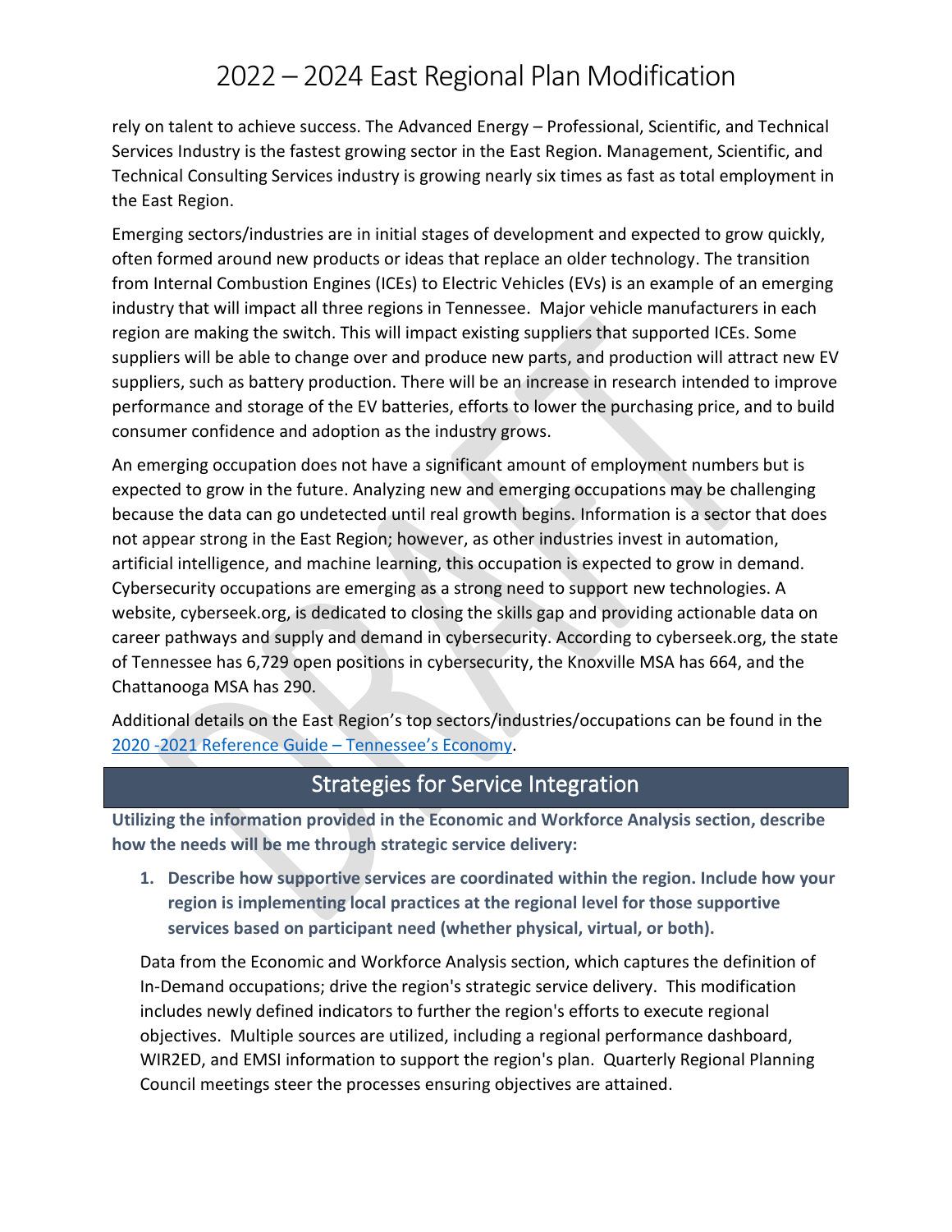rely on talent to achieve success. The Advanced Energy – Professional, Scientific, and Technical Services Industry is the fastest growing sector in the East Region. Management, Scientific, and Technical Consulting Services industry is growing nearly six times as fast as total employment in the East Region.

Emerging sectors/industries are in initial stages of development and expected to grow quickly, often formed around new products or ideas that replace an older technology. The transition from Internal Combustion Engines (ICEs) to Electric Vehicles (EVs) is an example of an emerging industry that will impact all three regions in Tennessee. Major vehicle manufacturers in each region are making the switch. This will impact existing suppliers that supported ICEs. Some suppliers will be able to change over and produce new parts, and production will attract new EV suppliers, such as battery production. There will be an increase in research intended to improve performance and storage of the EV batteries, efforts to lower the purchasing price, and to build consumer confidence and adoption as the industry grows.

An emerging occupation does not have a significant amount of employment numbers but is expected to grow in the future. Analyzing new and emerging occupations may be challenging because the data can go undetected until real growth begins. Information is a sector that does not appear strong in the East Region; however, as other industries invest in automation, artificial intelligence, and machine learning, this occupation is expected to grow in demand. Cybersecurity occupations are emerging as a strong need to support new technologies. A website, cyberseek.org, is dedicated to closing the skills gap and providing actionable data on career pathways and supply and demand in cybersecurity. According to cyberseek.org, the state of Tennessee has 6,729 open positions in cybersecurity, the Knoxville MSA has 664, and the Chattanooga MSA has 290.

Additional details on the East Region's top sectors/industries/occupations can be found in the [2020 -2021 Reference Guide – Tennessee's Economy](#).

## Strategies for Service Integration

**Utilizing the information provided in the Economic and Workforce Analysis section, describe how the needs will be me through strategic service delivery:**

1. **Describe how supportive services are coordinated within the region. Include how your region is implementing local practices at the regional level for those supportive services based on participant need (whether physical, virtual, or both).**

Data from the Economic and Workforce Analysis section, which captures the definition of In-Demand occupations; drive the region's strategic service delivery. This modification includes newly defined indicators to further the region's efforts to execute regional objectives. Multiple sources are utilized, including a regional performance dashboard, WIR2ED, and EMSI information to support the region's plan. Quarterly Regional Planning Council meetings steer the processes ensuring objectives are attained.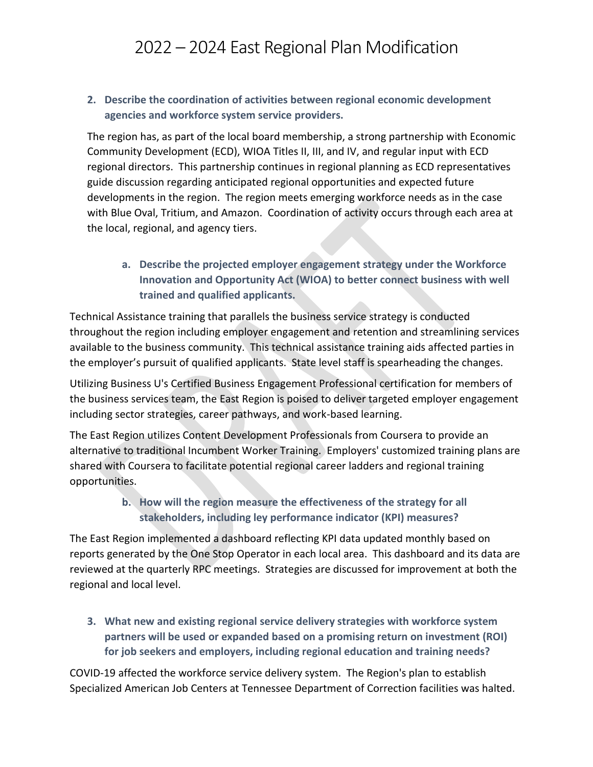2. **Describe the coordination of activities between regional economic development agencies and workforce system service providers.**

The region has, as part of the local board membership, a strong partnership with Economic Community Development (ECD), WIOA Titles II, III, and IV, and regular input with ECD regional directors. This partnership continues in regional planning as ECD representatives guide discussion regarding anticipated regional opportunities and expected future developments in the region. The region meets emerging workforce needs as in the case with Blue Oval, Tritium, and Amazon. Coordination of activity occurs through each area at the local, regional, and agency tiers.

   a. **Describe the projected employer engagement strategy under the Workforce Innovation and Opportunity Act (WIOA) to better connect business with well trained and qualified applicants.**

Technical Assistance training that parallels the business service strategy is conducted throughout the region including employer engagement and retention and streamlining services available to the business community. This technical assistance training aids affected parties in the employer's pursuit of qualified applicants. State level staff is spearheading the changes.

Utilizing Business U's Certified Business Engagement Professional certification for members of the business services team, the East Region is poised to deliver targeted employer engagement including sector strategies, career pathways, and work-based learning.

The East Region utilizes Content Development Professionals from Coursera to provide an alternative to traditional Incumbent Worker Training. Employers' customized training plans are shared with Coursera to facilitate potential regional career ladders and regional training opportunities.

   b. **How will the region measure the effectiveness of the strategy for all stakeholders, including ley performance indicator (KPI) measures?**

The East Region implemented a dashboard reflecting KPI data updated monthly based on reports generated by the One Stop Operator in each local area. This dashboard and its data are reviewed at the quarterly RPC meetings. Strategies are discussed for improvement at both the regional and local level.

3. **What new and existing regional service delivery strategies with workforce system partners will be used or expanded based on a promising return on investment (ROI) for job seekers and employers, including regional education and training needs?**

COVID-19 affected the workforce service delivery system. The Region's plan to establish Specialized American Job Centers at Tennessee Department of Correction facilities was halted.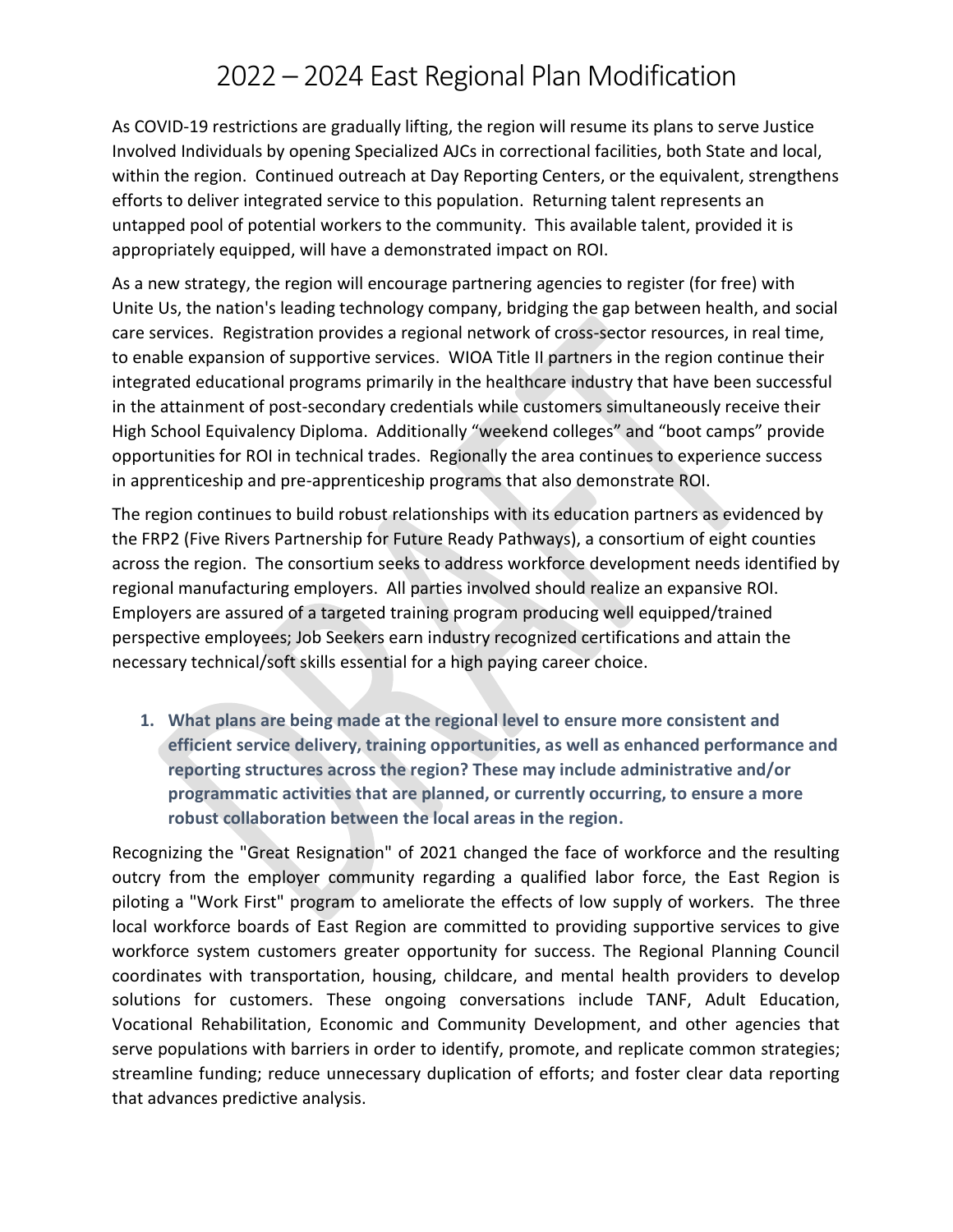# 2022 – 2024 East Regional Plan Modification

As COVID-19 restrictions are gradually lifting, the region will resume its plans to serve Justice Involved Individuals by opening Specialized AJCs in correctional facilities, both State and local, within the region. Continued outreach at Day Reporting Centers, or the equivalent, strengthens efforts to deliver integrated service to this population. Returning talent represents an untapped pool of potential workers to the community. This available talent, provided it is appropriately equipped, will have a demonstrated impact on ROI.

As a new strategy, the region will encourage partnering agencies to register (for free) with Unite Us, the nation's leading technology company, bridging the gap between health, and social care services. Registration provides a regional network of cross-sector resources, in real time, to enable expansion of supportive services. WIOA Title II partners in the region continue their integrated educational programs primarily in the healthcare industry that have been successful in the attainment of post-secondary credentials while customers simultaneously receive their High School Equivalency Diploma. Additionally "weekend colleges" and "boot camps" provide opportunities for ROI in technical trades. Regionally the area continues to experience success in apprenticeship and pre-apprenticeship programs that also demonstrate ROI.

The region continues to build robust relationships with its education partners as evidenced by the FRP2 (Five Rivers Partnership for Future Ready Pathways), a consortium of eight counties across the region. The consortium seeks to address workforce development needs identified by regional manufacturing employers. All parties involved should realize an expansive ROI. Employers are assured of a targeted training program producing well equipped/trained perspective employees; Job Seekers earn industry recognized certifications and attain the necessary technical/soft skills essential for a high paying career choice.

1. **What plans are being made at the regional level to ensure more consistent and efficient service delivery, training opportunities, as well as enhanced performance and reporting structures across the region? These may include administrative and/or programmatic activities that are planned, or currently occurring, to ensure a more robust collaboration between the local areas in the region.**

Recognizing the "Great Resignation" of 2021 changed the face of workforce and the resulting outcry from the employer community regarding a qualified labor force, the East Region is piloting a "Work First" program to ameliorate the effects of low supply of workers. The three local workforce boards of East Region are committed to providing supportive services to give workforce system customers greater opportunity for success. The Regional Planning Council coordinates with transportation, housing, childcare, and mental health providers to develop solutions for customers. These ongoing conversations include TANF, Adult Education, Vocational Rehabilitation, Economic and Community Development, and other agencies that serve populations with barriers in order to identify, promote, and replicate common strategies; streamline funding; reduce unnecessary duplication of efforts; and foster clear data reporting that advances predictive analysis.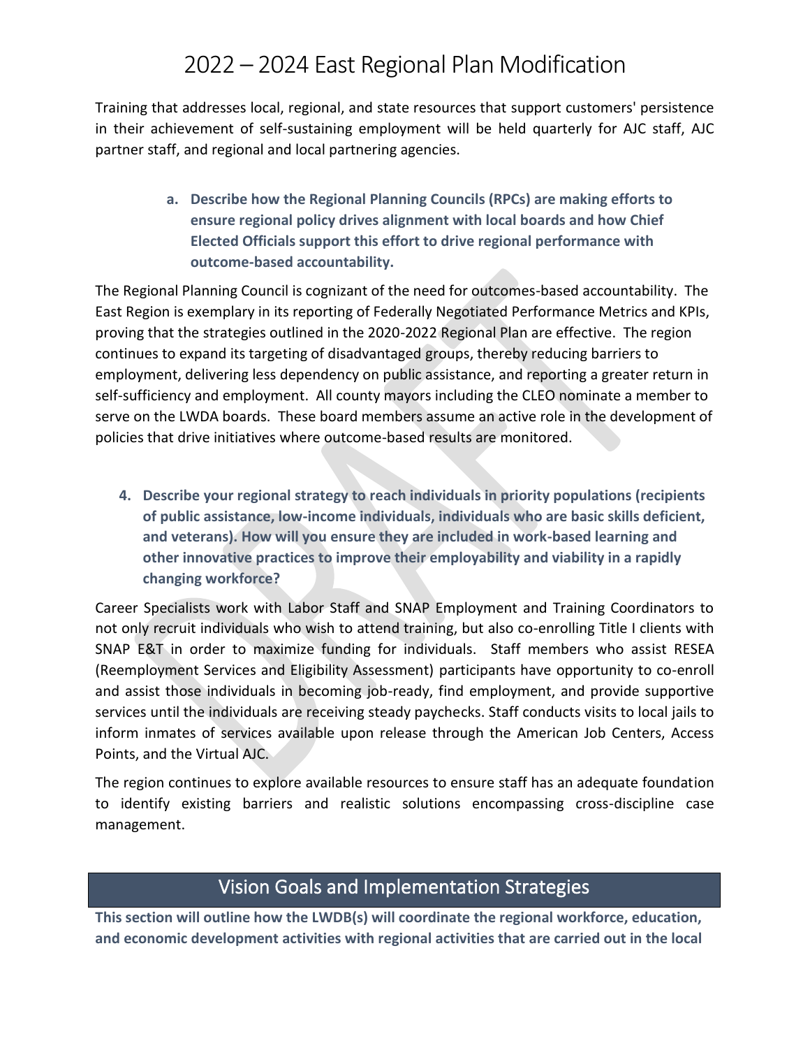Training that addresses local, regional, and state resources that support customers' persistence in their achievement of self-sustaining employment will be held quarterly for AJC staff, AJC partner staff, and regional and local partnering agencies.

**a. Describe how the Regional Planning Councils (RPCs) are making efforts to ensure regional policy drives alignment with local boards and how Chief Elected Officials support this effort to drive regional performance with outcome-based accountability.**

The Regional Planning Council is cognizant of the need for outcomes-based accountability. The East Region is exemplary in its reporting of Federally Negotiated Performance Metrics and KPIs, proving that the strategies outlined in the 2020-2022 Regional Plan are effective. The region continues to expand its targeting of disadvantaged groups, thereby reducing barriers to employment, delivering less dependency on public assistance, and reporting a greater return in self-sufficiency and employment. All county mayors including the CLEO nominate a member to serve on the LWDA boards. These board members assume an active role in the development of policies that drive initiatives where outcome-based results are monitored.

**4. Describe your regional strategy to reach individuals in priority populations (recipients of public assistance, low-income individuals, individuals who are basic skills deficient, and veterans). How will you ensure they are included in work-based learning and other innovative practices to improve their employability and viability in a rapidly changing workforce?**

Career Specialists work with Labor Staff and SNAP Employment and Training Coordinators to not only recruit individuals who wish to attend training, but also co-enrolling Title I clients with SNAP E&T in order to maximize funding for individuals. Staff members who assist RESEA (Reemployment Services and Eligibility Assessment) participants have opportunity to co-enroll and assist those individuals in becoming job-ready, find employment, and provide supportive services until the individuals are receiving steady paychecks. Staff conducts visits to local jails to inform inmates of services available upon release through the American Job Centers, Access Points, and the Virtual AJC.

The region continues to explore available resources to ensure staff has an adequate foundation to identify existing barriers and realistic solutions encompassing cross-discipline case management.

## Vision Goals and Implementation Strategies

**This section will outline how the LWDB(s) will coordinate the regional workforce, education, and economic development activities with regional activities that are carried out in the local**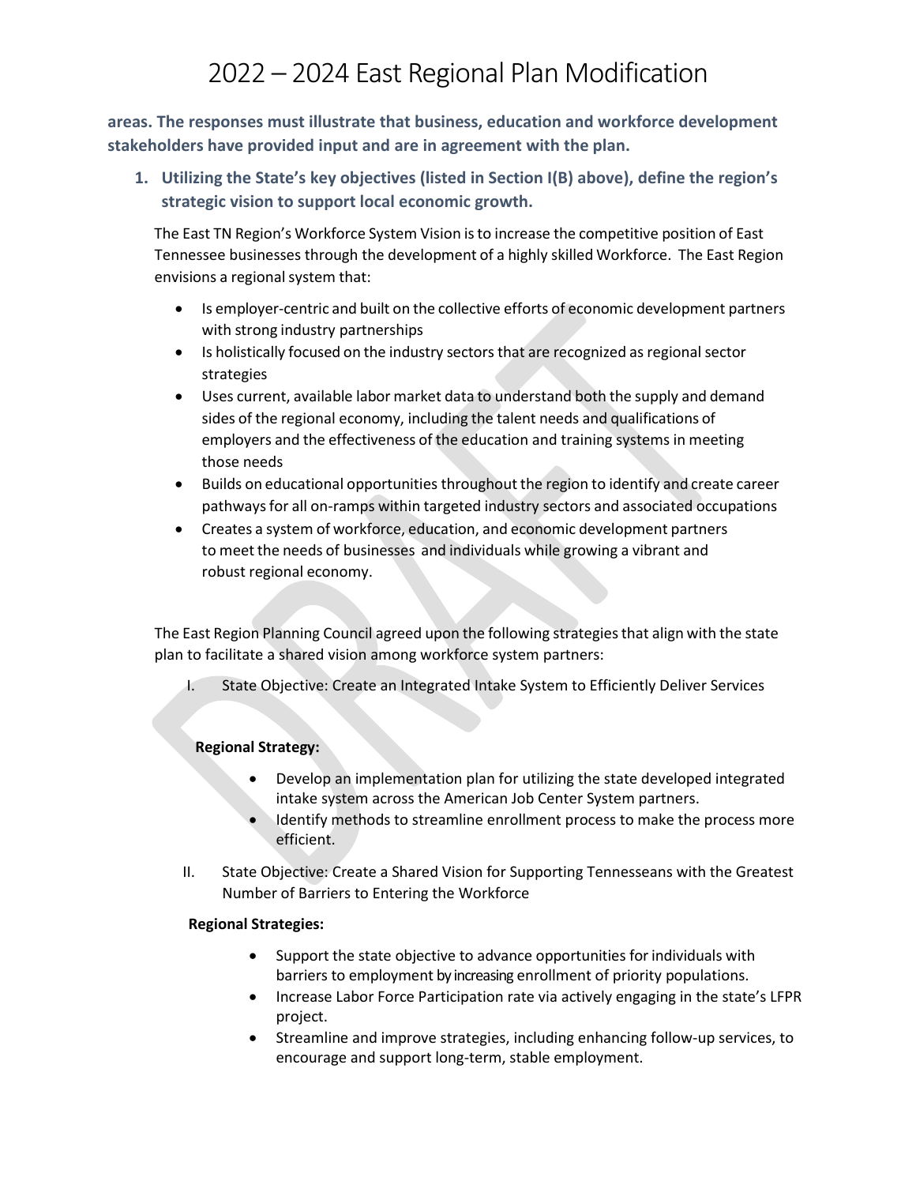**areas. The responses must illustrate that business, education and workforce development stakeholders have provided input and are in agreement with the plan.**

1. **Utilizing the State's key objectives (listed in Section I(B) above), define the region's strategic vision to support local economic growth.**

The East TN Region's Workforce System Vision is to increase the competitive position of East Tennessee businesses through the development of a highly skilled Workforce. The East Region envisions a regional system that:

- Is employer-centric and built on the collective efforts of economic development partners with strong industry partnerships
- Is holistically focused on the industry sectors that are recognized as regional sector strategies
- Uses current, available labor market data to understand both the supply and demand sides of the regional economy, including the talent needs and qualifications of employers and the effectiveness of the education and training systems in meeting those needs
- Builds on educational opportunities throughout the region to identify and create career pathways for all on-ramps within targeted industry sectors and associated occupations
- Creates a system of workforce, education, and economic development partners to meet the needs of businesses and individuals while growing a vibrant and robust regional economy.

The East Region Planning Council agreed upon the following strategies that align with the state plan to facilitate a shared vision among workforce system partners:

I. State Objective: Create an Integrated Intake System to Efficiently Deliver Services

**Regional Strategy:**

- Develop an implementation plan for utilizing the state developed integrated intake system across the American Job Center System partners.
- Identify methods to streamline enrollment process to make the process more efficient.

II. State Objective: Create a Shared Vision for Supporting Tennesseans with the Greatest Number of Barriers to Entering the Workforce

**Regional Strategies:**

- Support the state objective to advance opportunities for individuals with barriers to employment by increasing enrollment of priority populations.
- Increase Labor Force Participation rate via actively engaging in the state's LFPR project.
- Streamline and improve strategies, including enhancing follow-up services, to encourage and support long-term, stable employment.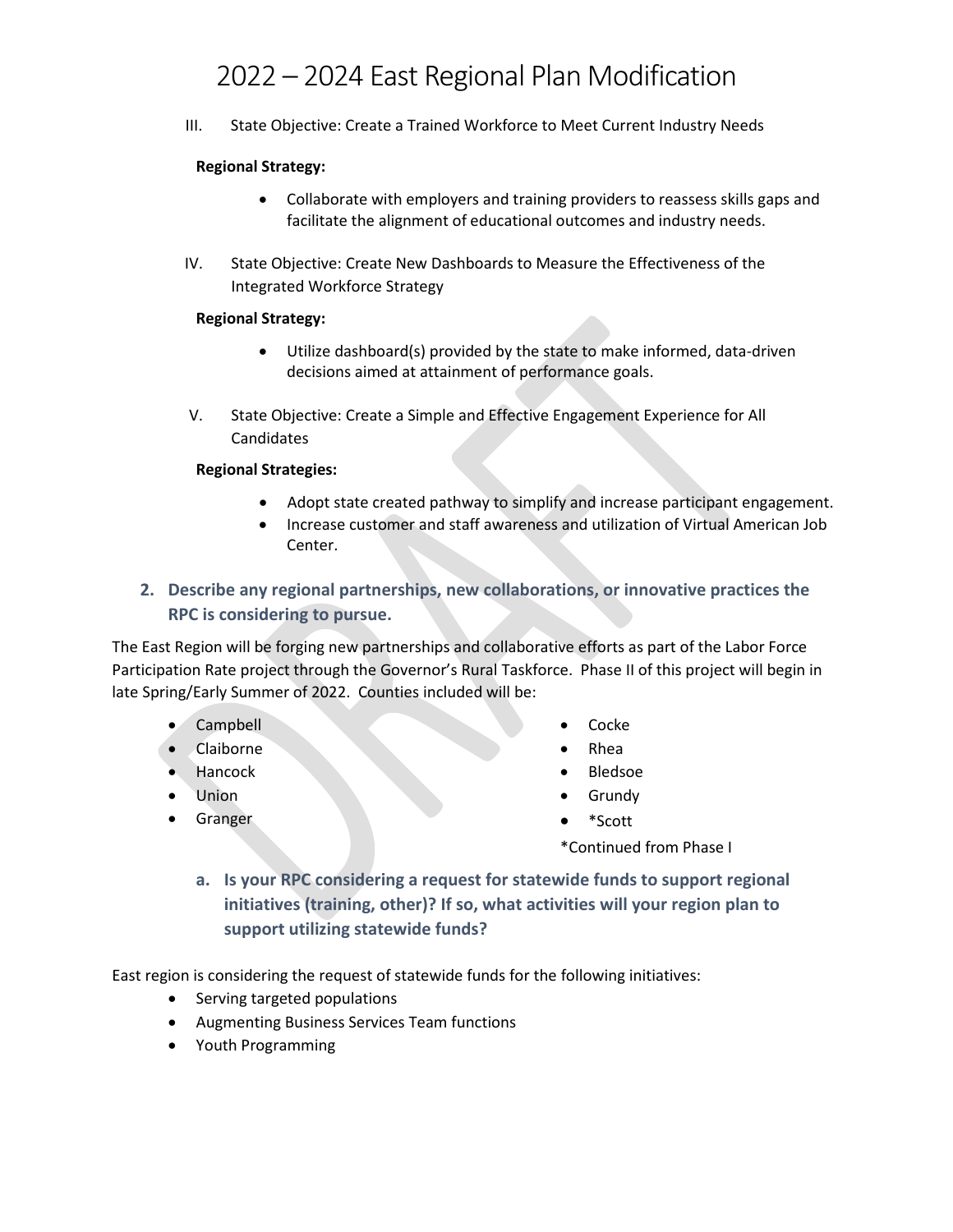III. State Objective: Create a Trained Workforce to Meet Current Industry Needs

**Regional Strategy:**

- Collaborate with employers and training providers to reassess skills gaps and facilitate the alignment of educational outcomes and industry needs.

IV. State Objective: Create New Dashboards to Measure the Effectiveness of the Integrated Workforce Strategy

**Regional Strategy:**

- Utilize dashboard(s) provided by the state to make informed, data-driven decisions aimed at attainment of performance goals.

V. State Objective: Create a Simple and Effective Engagement Experience for All Candidates

**Regional Strategies:**

- Adopt state created pathway to simplify and increase participant engagement.
- Increase customer and staff awareness and utilization of Virtual American Job Center.

### 2. Describe any regional partnerships, new collaborations, or innovative practices the RPC is considering to pursue.

The East Region will be forging new partnerships and collaborative efforts as part of the Labor Force Participation Rate project through the Governor's Rural Taskforce. Phase II of this project will begin in late Spring/Early Summer of 2022. Counties included will be:

- Campbell
- Claiborne
- Hancock
- Union
- Granger
- Cocke
- Rhea
- Bledsoe
- Grundy
- *Scott

*Continued from Phase I

#### a. Is your RPC considering a request for statewide funds to support regional initiatives (training, other)? If so, what activities will your region plan to support utilizing statewide funds?

East region is considering the request of statewide funds for the following initiatives:

- Serving targeted populations
- Augmenting Business Services Team functions
- Youth Programming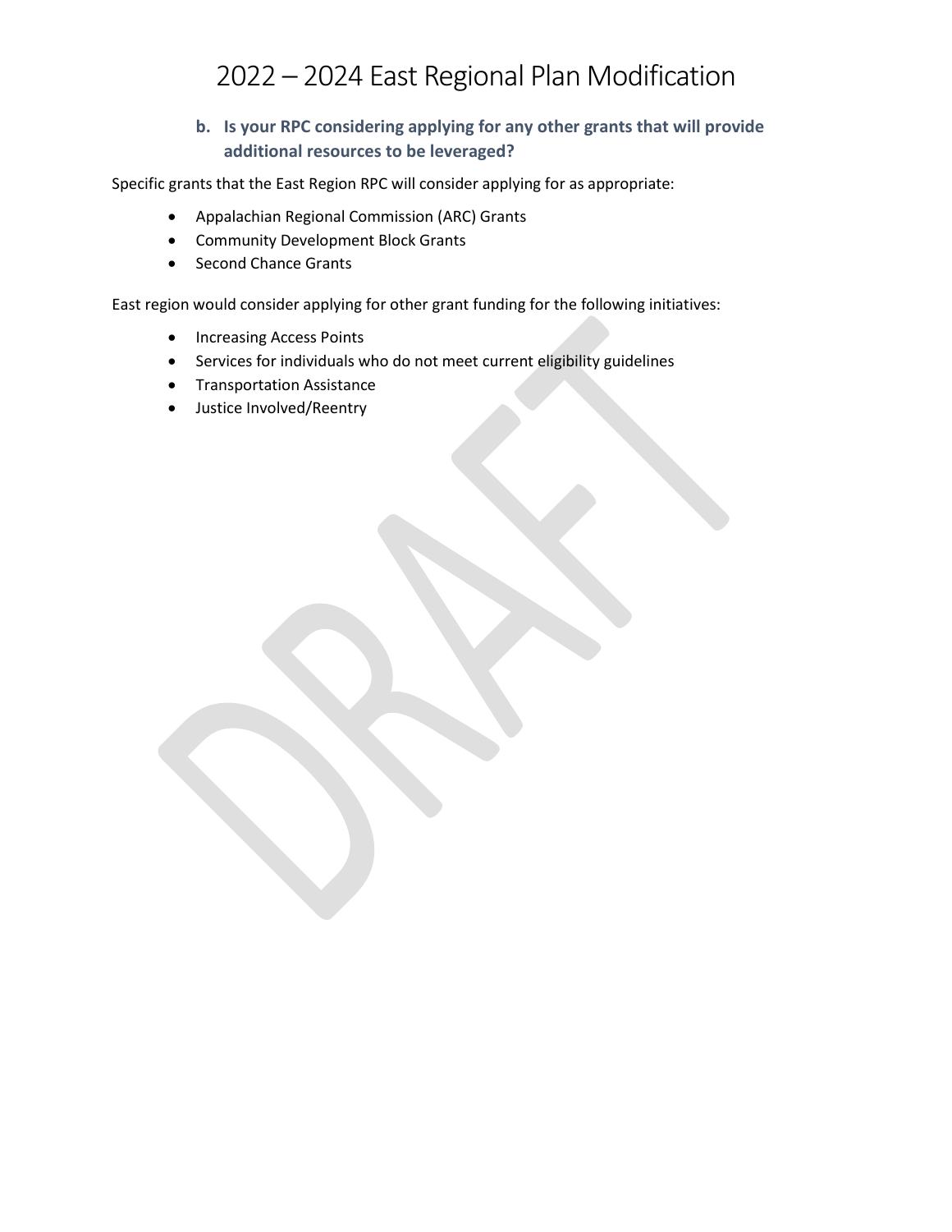### b. Is your RPC considering applying for any other grants that will provide additional resources to be leveraged?

Specific grants that the East Region RPC will consider applying for as appropriate:

- Appalachian Regional Commission (ARC) Grants
- Community Development Block Grants
- Second Chance Grants

East region would consider applying for other grant funding for the following initiatives:

- Increasing Access Points
- Services for individuals who do not meet current eligibility guidelines
- Transportation Assistance
- Justice Involved/Reentry